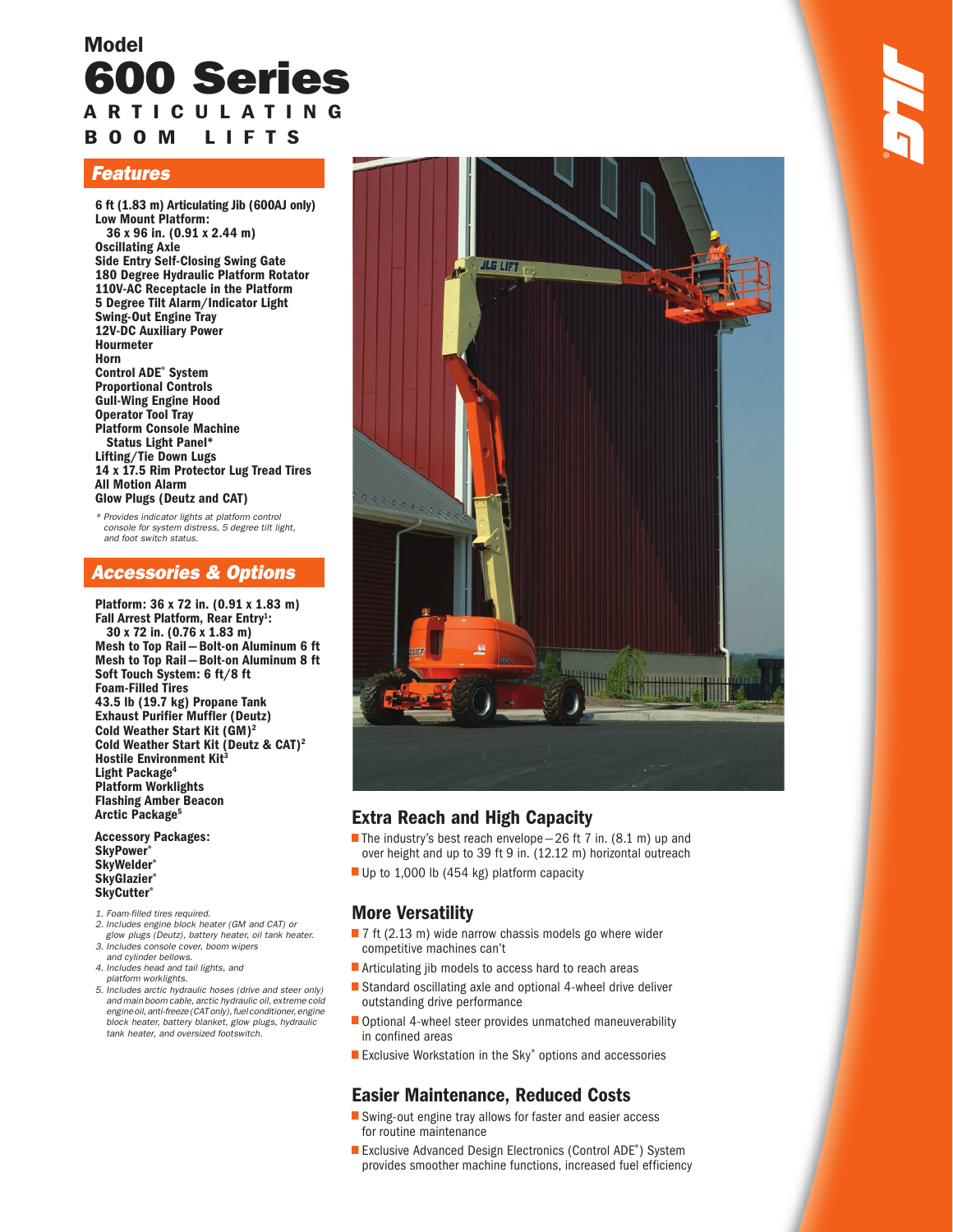# Model
# 600 Series
## ARTICULATING BOOM LIFTS

## Features

**6 ft (1.83 m) Articulating Jib (600AJ only)**
**Low Mount Platform: 36 x 96 in. (0.91 x 2.44 m)**
**Oscillating Axle**
**Side Entry Self-Closing Swing Gate**
**180 Degree Hydraulic Platform Rotator**
**110V-AC Receptacle in the Platform**
**5 Degree Tilt Alarm/Indicator Light**
**Swing-Out Engine Tray**
**12V-DC Auxiliary Power**
**Hourmeter**
**Horn**
**Control ADE® System**
**Proportional Controls**
**Gull-Wing Engine Hood**
**Operator Tool Tray**
**Platform Console Machine Status Light Panel***
**Lifting/Tie Down Lugs**
**14 x 17.5 Rim Protector Lug Tread Tires**
**All Motion Alarm**
**Glow Plugs (Deutz and CAT)**

*\* Provides indicator lights at platform control console for system distress, 5 degree tilt light, and foot switch status.*

## Accessories & Options

**Platform: 36 x 72 in. (0.91 x 1.83 m)**
**Fall Arrest Platform, Rear Entry[1]: 30 x 72 in. (0.76 x 1.83 m)**
**Mesh to Top Rail—Bolt-on Aluminum 6 ft**
**Mesh to Top Rail—Bolt-on Aluminum 8 ft**
**Soft Touch System: 6 ft/8 ft**
**Foam-Filled Tires**
**43.5 lb (19.7 kg) Propane Tank**
**Exhaust Purifier Muffler (Deutz)**
**Cold Weather Start Kit (GM)[2]**
**Cold Weather Start Kit (Deutz & CAT)[2]**
**Hostile Environment Kit[3]**
**Light Package[4]**
**Platform Worklights**
**Flashing Amber Beacon**
**Arctic Package[5]**

**Accessory Packages:**
**SkyPower®**
**SkyWelder®**
**SkyGlazier®**
**SkyCutter®**

1. *Foam-filled tires required.*
2. *Includes engine block heater (GM and CAT) or glow plugs (Deutz), battery heater, oil tank heater.*
3. *Includes console cover, boom wipers and cylinder bellows.*
4. *Includes head and tail lights, and platform worklights.*
5. *Includes arctic hydraulic hoses (drive and steer only) and main boom cable, arctic hydraulic oil, extreme cold engine oil, anti-freeze (CAT only), fuel conditioner, engine block heater, battery blanket, glow plugs, hydraulic tank heater, and oversized footswitch.*

## Extra Reach and High Capacity

- The industry's best reach envelope—26 ft 7 in. (8.1 m) up and over height and up to 39 ft 9 in. (12.12 m) horizontal outreach
- Up to 1,000 lb (454 kg) platform capacity

## More Versatility

- 7 ft (2.13 m) wide narrow chassis models go where wider competitive machines can't
- Articulating jib models to access hard to reach areas
- Standard oscillating axle and optional 4-wheel drive deliver outstanding drive performance
- Optional 4-wheel steer provides unmatched maneuverability in confined areas
- Exclusive Workstation in the Sky® options and accessories

## Easier Maintenance, Reduced Costs

- Swing-out engine tray allows for faster and easier access for routine maintenance
- Exclusive Advanced Design Electronics (Control ADE®) System provides smoother machine functions, increased fuel efficiency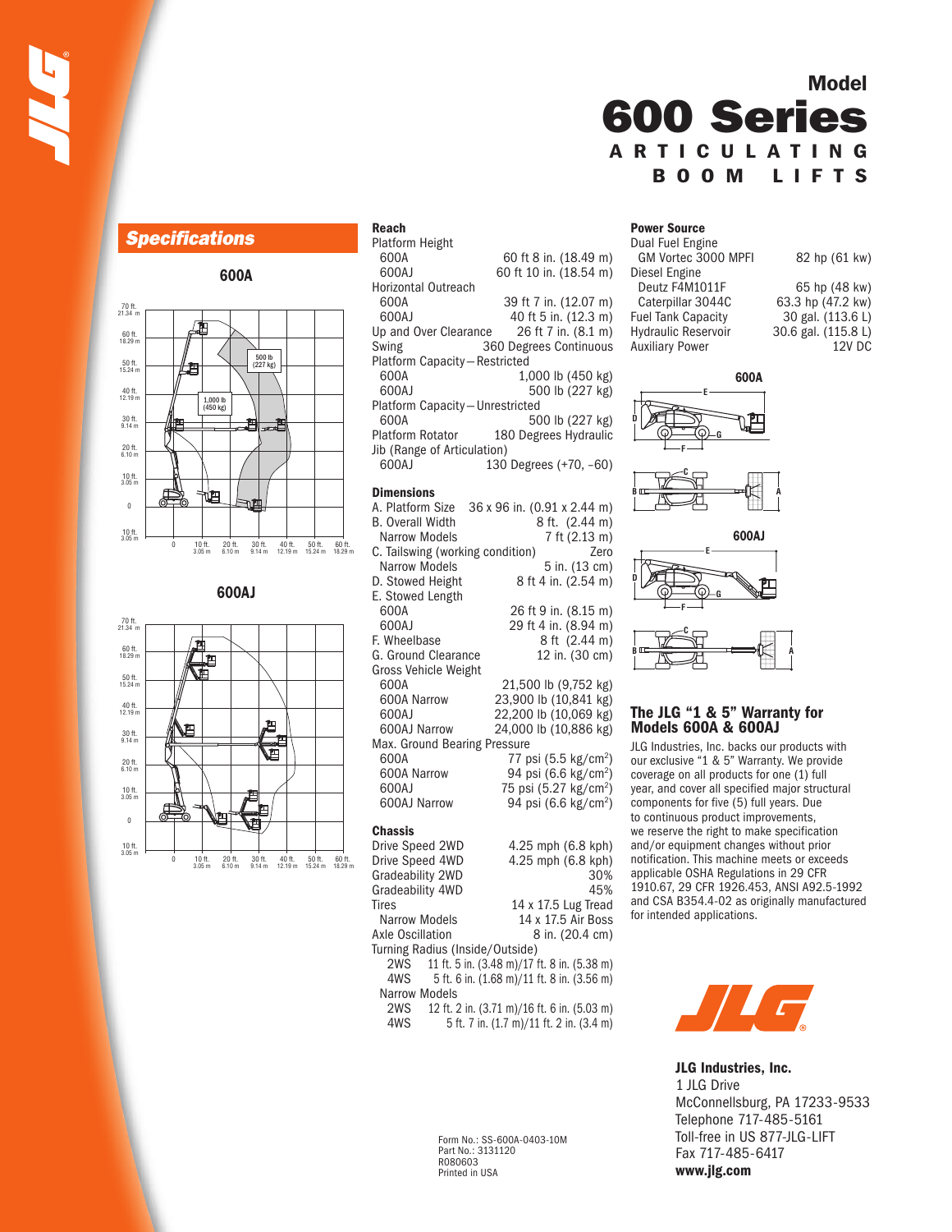# Model
# 600 Series
## ARTICULATING BOOM LIFTS

## Specifications

### 600A

70 ft.
21.34 m
60 ft.
18.29 m
50 ft.
15.24 m
40 ft.
12.19 m
30 ft.
9.14 m
20 ft.
6.10 m
10 ft.
3.05 m
0
10 ft.
3.05 m

500 lb
(227 kg)

1,000 lb
(450 kg)

0
10 ft.
3.05 m
20 ft.
6.10 m
30 ft.
9.14 m
40 ft.
12.19 m
50 ft.
15.24 m
60 ft.
18.29 m

### 600AJ

70 ft.
21.34 m
60 ft.
18.29 m
50 ft.
15.24 m
40 ft.
12.19 m
30 ft.
9.14 m
20 ft.
6.10 m
10 ft.
3.05 m
0
10 ft.
3.05 m

0
10 ft.
3.05 m
20 ft.
6.10 m
30 ft.
9.14 m
40 ft.
12.19 m
50 ft.
15.24 m
60 ft.
18.29 m

### Reach

| | |
|---|---|
| Platform Height | |
| 600A | 60 ft 8 in. (18.49 m) |
| 600AJ | 60 ft 10 in. (18.54 m) |
| Horizontal Outreach | |
| 600A | 39 ft 7 in. (12.07 m) |
| 600AJ | 40 ft 5 in. (12.3 m) |
| Up and Over Clearance | 26 ft 7 in. (8.1 m) |
| Swing | 360 Degrees Continuous |
| Platform Capacity – Restricted | |
| 600A | 1,000 lb (450 kg) |
| 600AJ | 500 lb (227 kg) |
| Platform Capacity – Unrestricted | |
| 600A | 500 lb (227 kg) |
| Platform Rotator | 180 Degrees Hydraulic |
| Jib (Range of Articulation) | |
| 600AJ | 130 Degrees (+70, –60) |

### Dimensions

| | |
|---|---|
| A. Platform Size | 36 x 96 in. (0.91 x 2.44 m) |
| B. Overall Width | 8 ft. (2.44 m) |
| Narrow Models | 7 ft (2.13 m) |
| C. Tailswing (working condition) | Zero |
| Narrow Models | 5 in. (13 cm) |
| D. Stowed Height | 8 ft 4 in. (2.54 m) |
| E. Stowed Length | |
| 600A | 26 ft 9 in. (8.15 m) |
| 600AJ | 29 ft 4 in. (8.94 m) |
| F. Wheelbase | 8 ft (2.44 m) |
| G. Ground Clearance | 12 in. (30 cm) |
| Gross Vehicle Weight | |
| 600A | 21,500 lb (9,752 kg) |
| 600A Narrow | 23,900 lb (10,841 kg) |
| 600AJ | 22,200 lb (10,069 kg) |
| 600AJ Narrow | 24,000 lb (10,886 kg) |
| Max. Ground Bearing Pressure | |
| 600A | 77 psi (5.5 kg/cm$^2$) |
| 600A Narrow | 94 psi (6.6 kg/cm$^2$) |
| 600AJ | 75 psi (5.27 kg/cm$^2$) |
| 600AJ Narrow | 94 psi (6.6 kg/cm$^2$) |

### Chassis

| | |
|---|---|
| Drive Speed 2WD | 4.25 mph (6.8 kph) |
| Drive Speed 4WD | 4.25 mph (6.8 kph) |
| Gradeability 2WD | 30% |
| Gradeability 4WD | 45% |
| Tires | 14 x 17.5 Lug Tread |
| Narrow Models | 14 x 17.5 Air Boss |
| Axle Oscillation | 8 in. (20.4 cm) |
| Turning Radius (Inside/Outside) | |
| 2WS | 11 ft. 5 in. (3.48 m)/17 ft. 8 in. (5.38 m) |
| 4WS | 5 ft. 6 in. (1.68 m)/11 ft. 8 in. (3.56 m) |
| Narrow Models | |
| 2WS | 12 ft. 2 in. (3.71 m)/16 ft. 6 in. (5.03 m) |
| 4WS | 5 ft. 7 in. (1.7 m)/11 ft. 2 in. (3.4 m) |

### Power Source

| | |
|---|---|
| Dual Fuel Engine | |
| GM Vortec 3000 MPFI | 82 hp (61 kw) |
| Diesel Engine | |
| Deutz F4M1011F | 65 hp (48 kw) |
| Caterpillar 3044C | 63.3 hp (47.2 kw) |
| Fuel Tank Capacity | 30 gal. (113.6 L) |
| Hydraulic Reservoir | 30.6 gal. (115.8 L) |
| Auxiliary Power | 12V DC |

600A

E D F G C B A

600AJ

E D F G C B A

### The JLG "1 & 5" Warranty for Models 600A & 600AJ

JLG Industries, Inc. backs our products with our exclusive "1 & 5" Warranty. We provide coverage on all products for one (1) full year, and cover all specified major structural components for five (5) full years. Due to continuous product improvements, we reserve the right to make specification and/or equipment changes without prior notification. This machine meets or exceeds applicable OSHA Regulations in 29 CFR 1910.67, 29 CFR 1926.453, ANSI A92.5-1992 and CSA B354.4-02 as originally manufactured for intended applications.

Form No.: SS-600A-0403-10M
Part No.: 3131120
R080603
Printed in USA

**JLG Industries, Inc.**
1 JLG Drive
McConnellsburg, PA 17233-9533
Telephone 717-485-5161
Toll-free in US 877-JLG-LIFT
Fax 717-485-6417
**www.jlg.com**